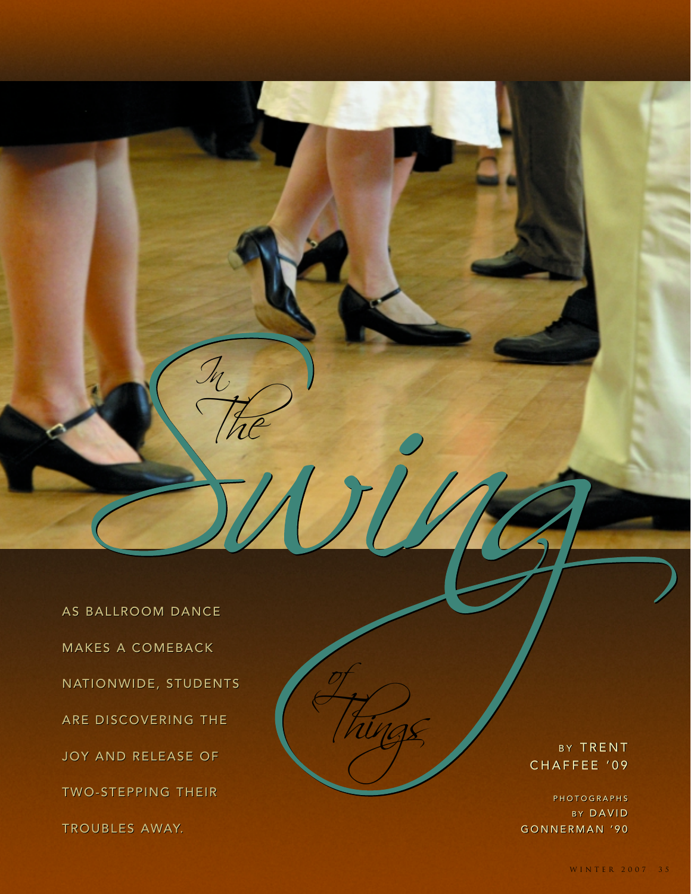# In The Swing of Things

AS BALLROOM DANCE MAKES A COMEBACK NATIONWIDE, STUDENTS ARE DISCOVERING THE JOY AND RELEASE OF TWO-STEPPING THEIR TROUBLES AWAY.

BY TRENT CHAFFEE '09

PHOTOGRAPHS BY DAVID GONNERMAN '90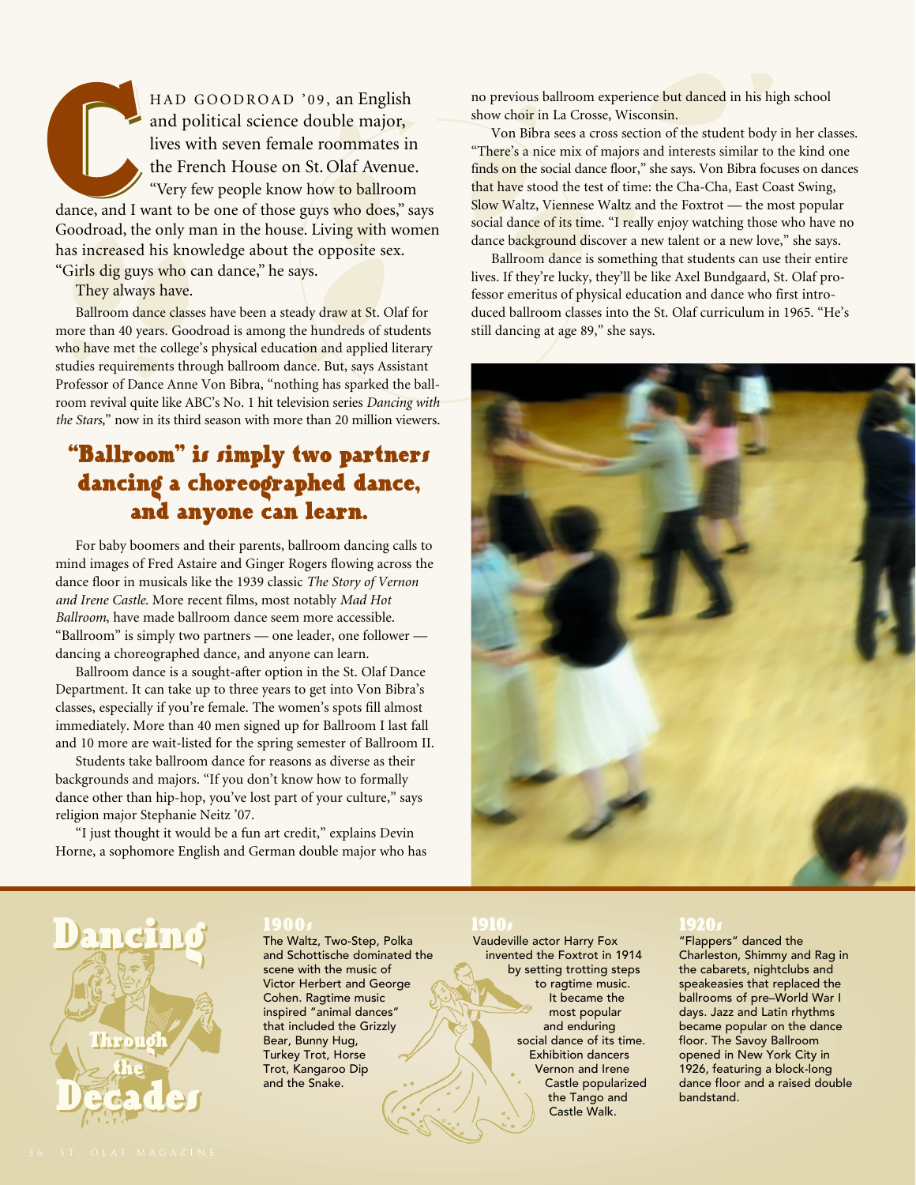Chad Goodroad '09, an English and political science double major, lives with seven female roommates in the French House on St. Olaf Avenue. "Very few people know how to ballroom dance, and I want to be one of those guys who does," says Goodroad, the only man in the house. Living with women has increased his knowledge about the opposite sex. "Girls dig guys who can dance," he says.

They always have.

Ballroom dance classes have been a steady draw at St. Olaf for more than 40 years. Goodroad is among the hundreds of students who have met the college's physical education and applied literary studies requirements through ballroom dance. But, says Assistant Professor of Dance Anne Von Bibra, "nothing has sparked the ballroom revival quite like ABC's No. 1 hit television series *Dancing with the Stars*," now in its third season with more than 20 million viewers.

## "Ballroom" is simply two partners dancing a choreographed dance, and anyone can learn.

For baby boomers and their parents, ballroom dancing calls to mind images of Fred Astaire and Ginger Rogers flowing across the dance floor in musicals like the 1939 classic *The Story of Vernon and Irene Castle*. More recent films, most notably *Mad Hot Ballroom*, have made ballroom dance seem more accessible. "Ballroom" is simply two partners — one leader, one follower — dancing a choreographed dance, and anyone can learn.

Ballroom dance is a sought-after option in the St. Olaf Dance Department. It can take up to three years to get into Von Bibra's classes, especially if you're female. The women's spots fill almost immediately. More than 40 men signed up for Ballroom I last fall and 10 more are wait-listed for the spring semester of Ballroom II.

Students take ballroom dance for reasons as diverse as their backgrounds and majors. "If you don't know how to formally dance other than hip-hop, you've lost part of your culture," says religion major Stephanie Neitz '07.

"I just thought it would be a fun art credit," explains Devin Horne, a sophomore English and German double major who has no previous ballroom experience but danced in his high school show choir in La Crosse, Wisconsin.

Von Bibra sees a cross section of the student body in her classes. "There's a nice mix of majors and interests similar to the kind one finds on the social dance floor," she says. Von Bibra focuses on dances that have stood the test of time: the Cha-Cha, East Coast Swing, Slow Waltz, Viennese Waltz and the Foxtrot — the most popular social dance of its time. "I really enjoy watching those who have no dance background discover a new talent or a new love," she says.

Ballroom dance is something that students can use their entire lives. If they're lucky, they'll be like Axel Bundgaard, St. Olaf professor emeritus of physical education and dance who first introduced ballroom classes into the St. Olaf curriculum in 1965. "He's still dancing at age 89," she says.

## Dancing Through the Decades

### 1900s

The Waltz, Two-Step, Polka and Schottische dominated the scene with the music of Victor Herbert and George Cohen. Ragtime music inspired "animal dances" that included the Grizzly Bear, Bunny Hug, Turkey Trot, Horse Trot, Kangaroo Dip and the Snake.

### 1910s

Vaudeville actor Harry Fox invented the Foxtrot in 1914 by setting trotting steps to ragtime music. It became the most popular and enduring social dance of its time. Exhibition dancers Vernon and Irene Castle popularized the Tango and Castle Walk.

### 1920s

"Flappers" danced the Charleston, Shimmy and Rag in the cabarets, nightclubs and speakeasies that replaced the ballrooms of pre–World War I days. Jazz and Latin rhythms became popular on the dance floor. The Savoy Ballroom opened in New York City in 1926, featuring a block-long dance floor and a raised double bandstand.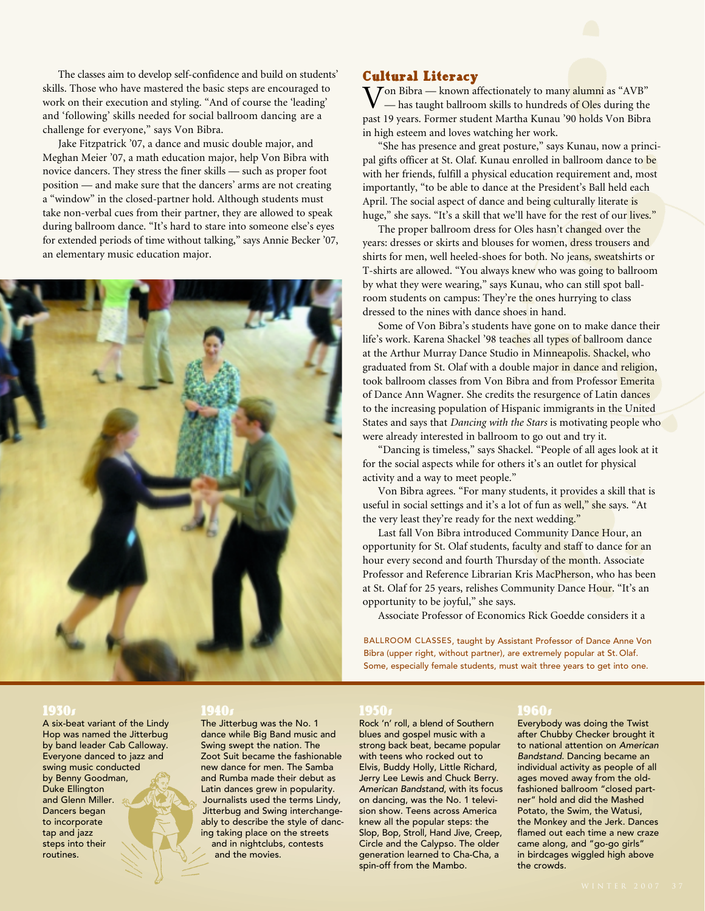The classes aim to develop self-confidence and build on students' skills. Those who have mastered the basic steps are encouraged to work on their execution and styling. "And of course the 'leading' and 'following' skills needed for social ballroom dancing are a challenge for everyone," says Von Bibra.

Jake Fitzpatrick '07, a dance and music double major, and Meghan Meier '07, a math education major, help Von Bibra with novice dancers. They stress the finer skills — such as proper foot position — and make sure that the dancers' arms are not creating a "window" in the closed-partner hold. Although students must take non-verbal cues from their partner, they are allowed to speak during ballroom dance. "It's hard to stare into someone else's eyes for extended periods of time without talking," says Annie Becker '07, an elementary music education major.

## Cultural Literacy

Von Bibra — known affectionately to many alumni as "AVB" — has taught ballroom skills to hundreds of Oles during the past 19 years. Former student Martha Kunau '90 holds Von Bibra in high esteem and loves watching her work.

"She has presence and great posture," says Kunau, now a principal gifts officer at St. Olaf. Kunau enrolled in ballroom dance to be with her friends, fulfill a physical education requirement and, most importantly, "to be able to dance at the President's Ball held each April. The social aspect of dance and being culturally literate is huge," she says. "It's a skill that we'll have for the rest of our lives."

The proper ballroom dress for Oles hasn't changed over the years: dresses or skirts and blouses for women, dress trousers and shirts for men, well heeled-shoes for both. No jeans, sweatshirts or T-shirts are allowed. "You always knew who was going to ballroom by what they were wearing," says Kunau, who can still spot ballroom students on campus: They're the ones hurrying to class dressed to the nines with dance shoes in hand.

Some of Von Bibra's students have gone on to make dance their life's work. Karena Shackel '98 teaches all types of ballroom dance at the Arthur Murray Dance Studio in Minneapolis. Shackel, who graduated from St. Olaf with a double major in dance and religion, took ballroom classes from Von Bibra and from Professor Emerita of Dance Ann Wagner. She credits the resurgence of Latin dances to the increasing population of Hispanic immigrants in the United States and says that *Dancing with the Stars* is motivating people who were already interested in ballroom to go out and try it.

"Dancing is timeless," says Shackel. "People of all ages look at it for the social aspects while for others it's an outlet for physical activity and a way to meet people."

Von Bibra agrees. "For many students, it provides a skill that is useful in social settings and it's a lot of fun as well," she says. "At the very least they're ready for the next wedding."

Last fall Von Bibra introduced Community Dance Hour, an opportunity for St. Olaf students, faculty and staff to dance for an hour every second and fourth Thursday of the month. Associate Professor and Reference Librarian Kris MacPherson, who has been at St. Olaf for 25 years, relishes Community Dance Hour. "It's an opportunity to be joyful," she says.

Associate Professor of Economics Rick Goedde considers it a

BALLROOM CLASSES, taught by Assistant Professor of Dance Anne Von Bibra (upper right, without partner), are extremely popular at St. Olaf. Some, especially female students, must wait three years to get into one.

### 1930s

A six-beat variant of the Lindy Hop was named the Jitterbug by band leader Cab Calloway. Everyone danced to jazz and swing music conducted by Benny Goodman, Duke Ellington and Glenn Miller. Dancers began to incorporate tap and jazz steps into their routines.

### 1940s

The Jitterbug was the No. 1 dance while Big Band music and Swing swept the nation. The Zoot Suit became the fashionable new dance for men. The Samba and Rumba made their debut as Latin dances grew in popularity. Journalists used the terms Lindy, Jitterbug and Swing interchangeably to describe the style of dancing taking place on the streets and in nightclubs, contests and the movies.

### 1950s

Rock 'n' roll, a blend of Southern blues and gospel music with a strong back beat, became popular with teens who rocked out to Elvis, Buddy Holly, Little Richard, Jerry Lee Lewis and Chuck Berry. *American Bandstand*, with its focus on dancing, was the No. 1 television show. Teens across America knew all the popular steps: the Slop, Bop, Stroll, Hand Jive, Creep, Circle and the Calypso. The older generation learned to Cha-Cha, a spin-off from the Mambo.

### 1960s

Everybody was doing the Twist after Chubby Checker brought it to national attention on *American Bandstand*. Dancing became an individual activity as people of all ages moved away from the old-fashioned ballroom "closed partner" hold and did the Mashed Potato, the Swim, the Watusi, the Monkey and the Jerk. Dances flamed out each time a new craze came along, and "go-go girls" in birdcages wiggled high above the crowds.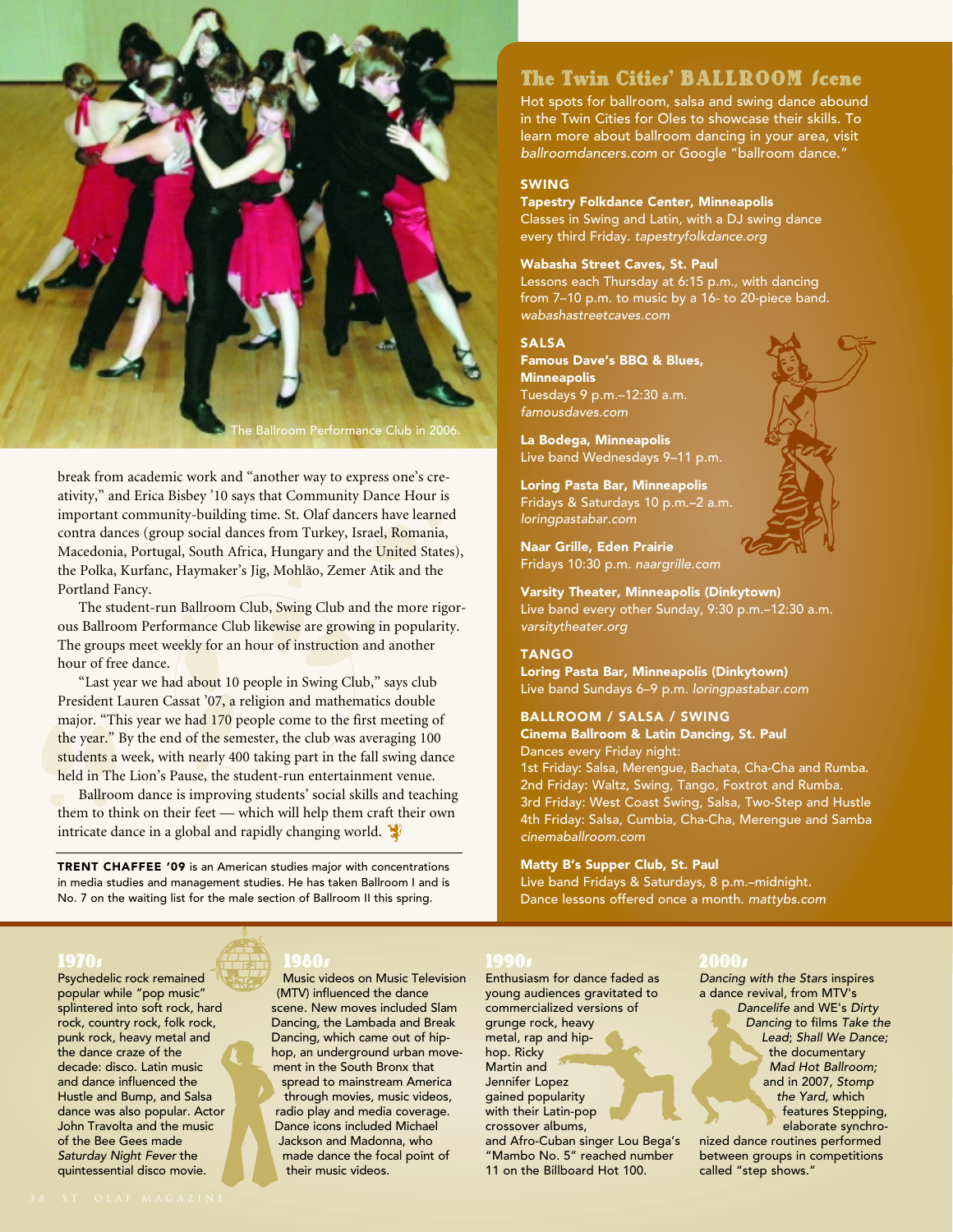The Ballroom Performance Club in 2006.

break from academic work and "another way to express one's creativity," and Erica Bisbey '10 says that Community Dance Hour is important community-building time. St. Olaf dancers have learned contra dances (group social dances from Turkey, Israel, Romania, Macedonia, Portugal, South Africa, Hungary and the United States), the Polka, Kurfanc, Haymaker's Jig, Mohlão, Zemer Atik and the Portland Fancy.

The student-run Ballroom Club, Swing Club and the more rigorous Ballroom Performance Club likewise are growing in popularity. The groups meet weekly for an hour of instruction and another hour of free dance.

"Last year we had about 10 people in Swing Club," says club President Lauren Cassat '07, a religion and mathematics double major. "This year we had 170 people come to the first meeting of the year." By the end of the semester, the club was averaging 100 students a week, with nearly 400 taking part in the fall swing dance held in The Lion's Pause, the student-run entertainment venue.

Ballroom dance is improving students' social skills and teaching them to think on their feet — which will help them craft their own intricate dance in a global and rapidly changing world.

**TRENT CHAFFEE '09** is an American studies major with concentrations in media studies and management studies. He has taken Ballroom I and is No. 7 on the waiting list for the male section of Ballroom II this spring.

## The Twin Cities' BALLROOM Scene

Hot spots for ballroom, salsa and swing dance abound in the Twin Cities for Oles to showcase their skills. To learn more about ballroom dancing in your area, visit *ballroomdancers.com* or Google "ballroom dance."

### SWING

**Tapestry Folkdance Center, Minneapolis**
Classes in Swing and Latin, with a DJ swing dance every third Friday. *tapestryfolkdance.org*

**Wabasha Street Caves, St. Paul**
Lessons each Thursday at 6:15 p.m., with dancing from 7–10 p.m. to music by a 16- to 20-piece band. *wabashastreetcaves.com*

### SALSA

**Famous Dave's BBQ & Blues, Minneapolis**
Tuesdays 9 p.m.–12:30 a.m. *famousdaves.com*

**La Bodega, Minneapolis**
Live band Wednesdays 9–11 p.m.

**Loring Pasta Bar, Minneapolis**
Fridays & Saturdays 10 p.m.–2 a.m. *loringpastabar.com*

**Naar Grille, Eden Prairie**
Fridays 10:30 p.m. *naargrille.com*

**Varsity Theater, Minneapolis (Dinkytown)**
Live band every other Sunday, 9:30 p.m.–12:30 a.m. *varsitytheater.org*

### TANGO

**Loring Pasta Bar, Minneapolis (Dinkytown)**
Live band Sundays 6–9 p.m. *loringpastabar.com*

### BALLROOM / SALSA / SWING

**Cinema Ballroom & Latin Dancing, St. Paul**
Dances every Friday night:
1st Friday: Salsa, Merengue, Bachata, Cha-Cha and Rumba.
2nd Friday: Waltz, Swing, Tango, Foxtrot and Rumba.
3rd Friday: West Coast Swing, Salsa, Two-Step and Hustle
4th Friday: Salsa, Cumbia, Cha-Cha, Merengue and Samba
*cinemaballroom.com*

**Matty B's Supper Club, St. Paul**
Live band Fridays & Saturdays, 8 p.m.–midnight. Dance lessons offered once a month. *mattybs.com*

### 1970s

Psychedelic rock remained popular while "pop music" splintered into soft rock, hard rock, country rock, folk rock, punk rock, heavy metal and the dance craze of the decade: disco. Latin music and dance influenced the Hustle and Bump, and Salsa dance was also popular. Actor John Travolta and the music of the Bee Gees made *Saturday Night Fever* the quintessential disco movie.

### 1980s

Music videos on Music Television (MTV) influenced the dance scene. New moves included Slam Dancing, the Lambada and Break Dancing, which came out of hip-hop, an underground urban movement in the South Bronx that spread to the mainstream America through movies, music videos, radio play and media coverage. Dance icons included Michael Jackson and Madonna, who made dance the focal point of their music videos.

### 1990s

Enthusiasm for dance faded as young audiences gravitated to commercialized versions of grunge rock, heavy metal, rap and hip-hop. Ricky Martin and Jennifer Lopez gained popularity with their Latin-pop crossover albums, and Afro-Cuban singer Lou Bega's "Mambo No. 5" reached number 11 on the Billboard Hot 100.

### 2000s

*Dancing with the Stars* inspires a dance revival, from MTV's *Dancelife* and WE's *Dirty Dancing* to films *Take the Lead*; *Shall We Dance;* the documentary *Mad Hot Ballroom;* and in 2007, *Stomp the Yard,* which features Stepping, elaborate synchronized dance routines performed between groups in competitions called "step shows."